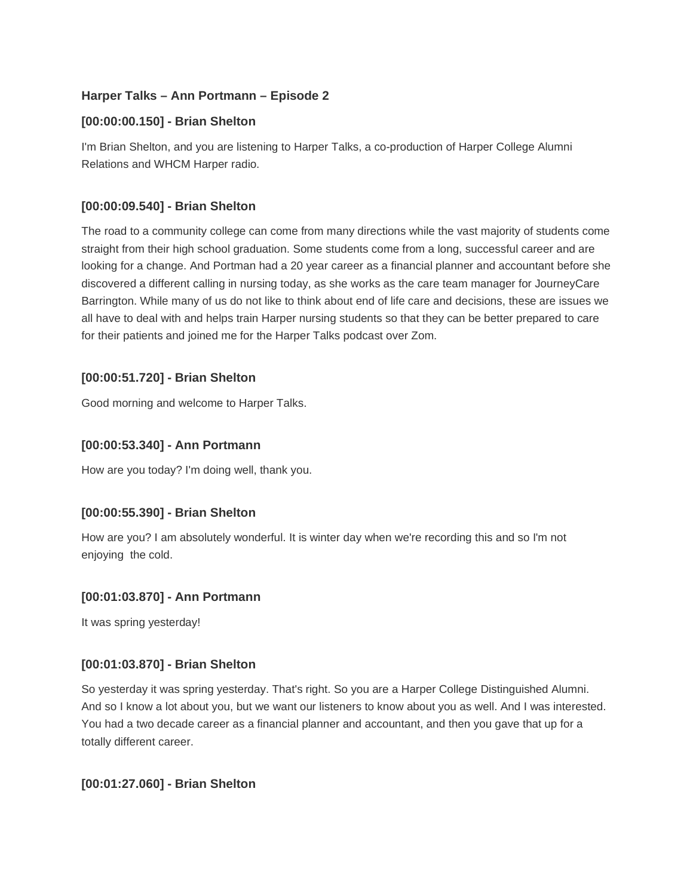**Harper Talks – Ann Portmann – Episode 2**

**[00:00:00.150] - Brian Shelton**

I'm Brian Shelton, and you are listening to Harper Talks, a co-production of Harper College Alumni Relations and WHCM Harper radio.

**[00:00:09.540] - Brian Shelton**

The road to a community college can come from many directions while the vast majority of students come straight from their high school graduation. Some students come from a long, successful career and are looking for a change. And Portman had a 20 year career as a financial planner and accountant before she discovered a different calling in nursing today, as she works as the care team manager for JourneyCare Barrington. While many of us do not like to think about end of life care and decisions, these are issues we all have to deal with and helps train Harper nursing students so that they can be better prepared to care for their patients and joined me for the Harper Talks podcast over Zom.

**[00:00:51.720] - Brian Shelton**

Good morning and welcome to Harper Talks.

**[00:00:53.340] - Ann Portmann**

How are you today? I'm doing well, thank you.

**[00:00:55.390] - Brian Shelton**

How are you? I am absolutely wonderful. It is winter day when we're recording this and so I'm not enjoying the cold.

**[00:01:03.870] - Ann Portmann**

It was spring yesterday!

**[00:01:03.870] - Brian Shelton**

So yesterday it was spring yesterday. That's right. So you are a Harper College Distinguished Alumni. And so I know a lot about you, but we want our listeners to know about you as well. And I was interested. You had a two decade career as a financial planner and accountant, and then you gave that up for a totally different career.

**[00:01:27.060] - Brian Shelton**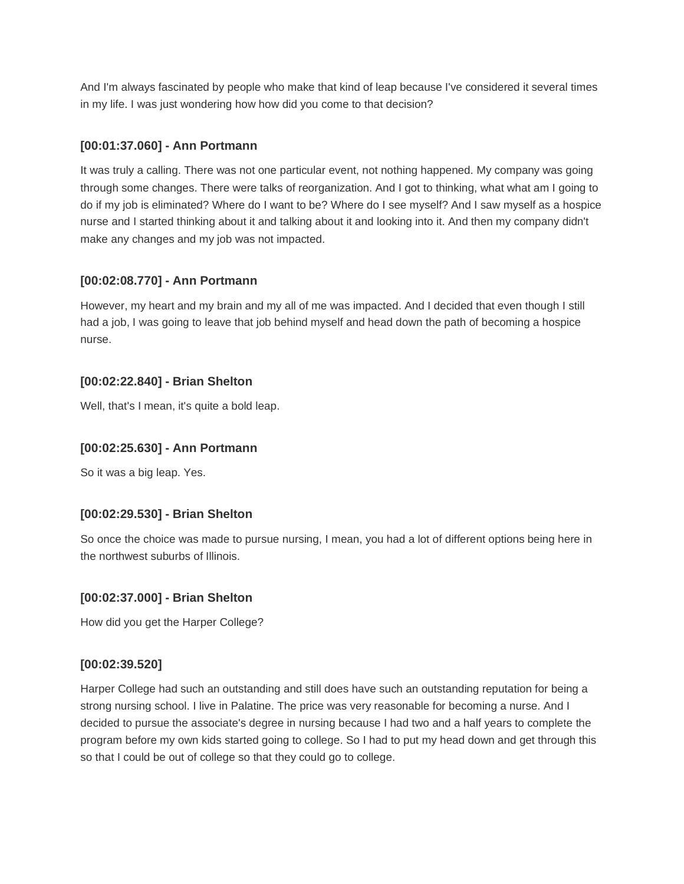And I'm always fascinated by people who make that kind of leap because I've considered it several times in my life. I was just wondering how how did you come to that decision?

**[00:01:37.060] - Ann Portmann**

It was truly a calling. There was not one particular event, not nothing happened. My company was going through some changes. There were talks of reorganization. And I got to thinking, what what am I going to do if my job is eliminated? Where do I want to be? Where do I see myself? And I saw myself as a hospice nurse and I started thinking about it and talking about it and looking into it. And then my company didn't make any changes and my job was not impacted.

**[00:02:08.770] - Ann Portmann**

However, my heart and my brain and my all of me was impacted. And I decided that even though I still had a job, I was going to leave that job behind myself and head down the path of becoming a hospice nurse.

**[00:02:22.840] - Brian Shelton**

Well, that's I mean, it's quite a bold leap.

**[00:02:25.630] - Ann Portmann**

So it was a big leap. Yes.

**[00:02:29.530] - Brian Shelton**

So once the choice was made to pursue nursing, I mean, you had a lot of different options being here in the northwest suburbs of Illinois.

**[00:02:37.000] - Brian Shelton**

How did you get the Harper College?

**[00:02:39.520]**

Harper College had such an outstanding and still does have such an outstanding reputation for being a strong nursing school. I live in Palatine. The price was very reasonable for becoming a nurse. And I decided to pursue the associate's degree in nursing because I had two and a half years to complete the program before my own kids started going to college. So I had to put my head down and get through this so that I could be out of college so that they could go to college.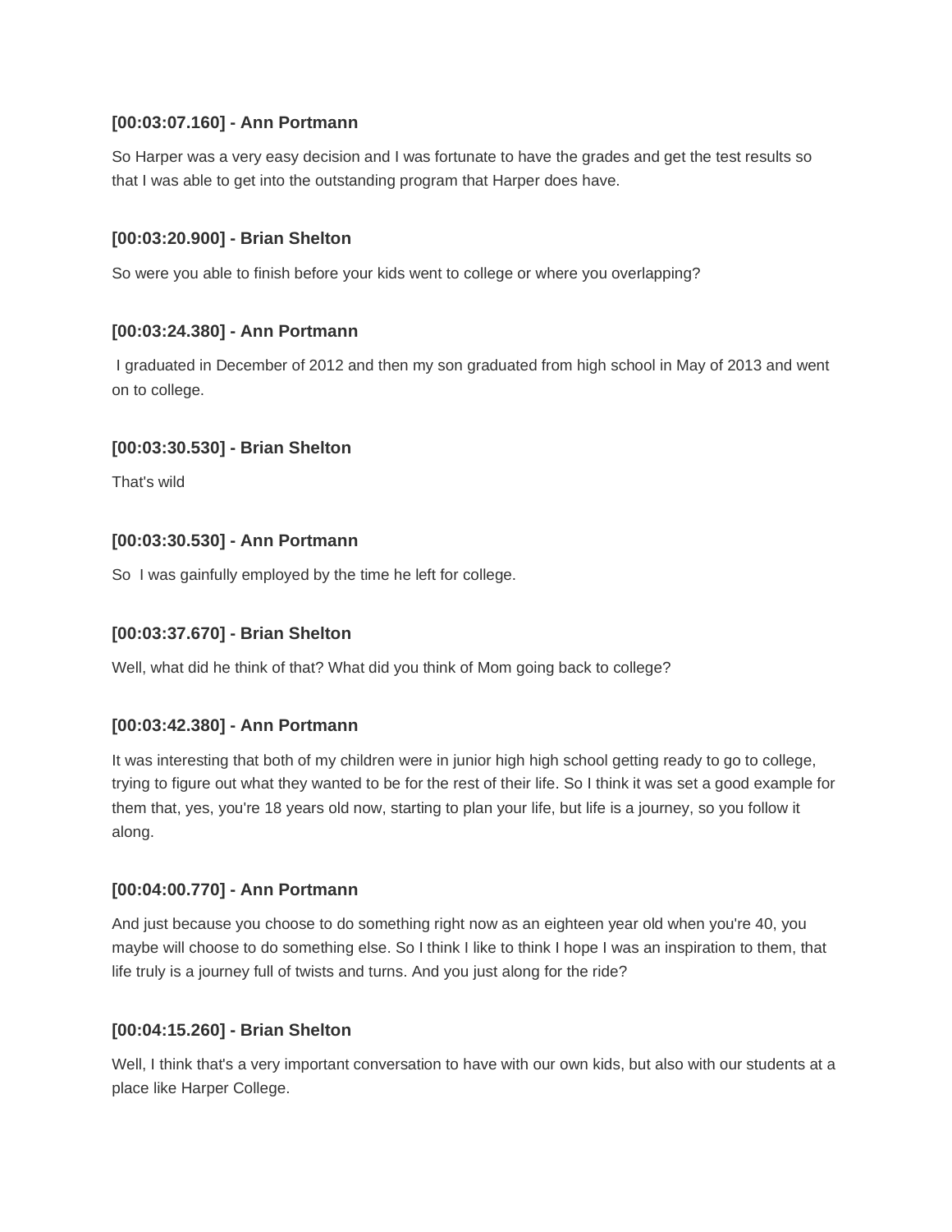**[00:03:07.160] - Ann Portmann**

So Harper was a very easy decision and I was fortunate to have the grades and get the test results so that I was able to get into the outstanding program that Harper does have.

**[00:03:20.900] - Brian Shelton**

So were you able to finish before your kids went to college or where you overlapping?

**[00:03:24.380] - Ann Portmann**

I graduated in December of 2012 and then my son graduated from high school in May of 2013 and went on to college.

**[00:03:30.530] - Brian Shelton**

That's wild

**[00:03:30.530] - Ann Portmann**

So I was gainfully employed by the time he left for college.

**[00:03:37.670] - Brian Shelton**

Well, what did he think of that? What did you think of Mom going back to college?

**[00:03:42.380] - Ann Portmann**

It was interesting that both of my children were in junior high high school getting ready to go to college, trying to figure out what they wanted to be for the rest of their life. So I think it was set a good example for them that, yes, you're 18 years old now, starting to plan your life, but life is a journey, so you follow it along.

**[00:04:00.770] - Ann Portmann**

And just because you choose to do something right now as an eighteen year old when you're 40, you maybe will choose to do something else. So I think I like to think I hope I was an inspiration to them, that life truly is a journey full of twists and turns. And you just along for the ride?

**[00:04:15.260] - Brian Shelton**

Well, I think that's a very important conversation to have with our own kids, but also with our students at a place like Harper College.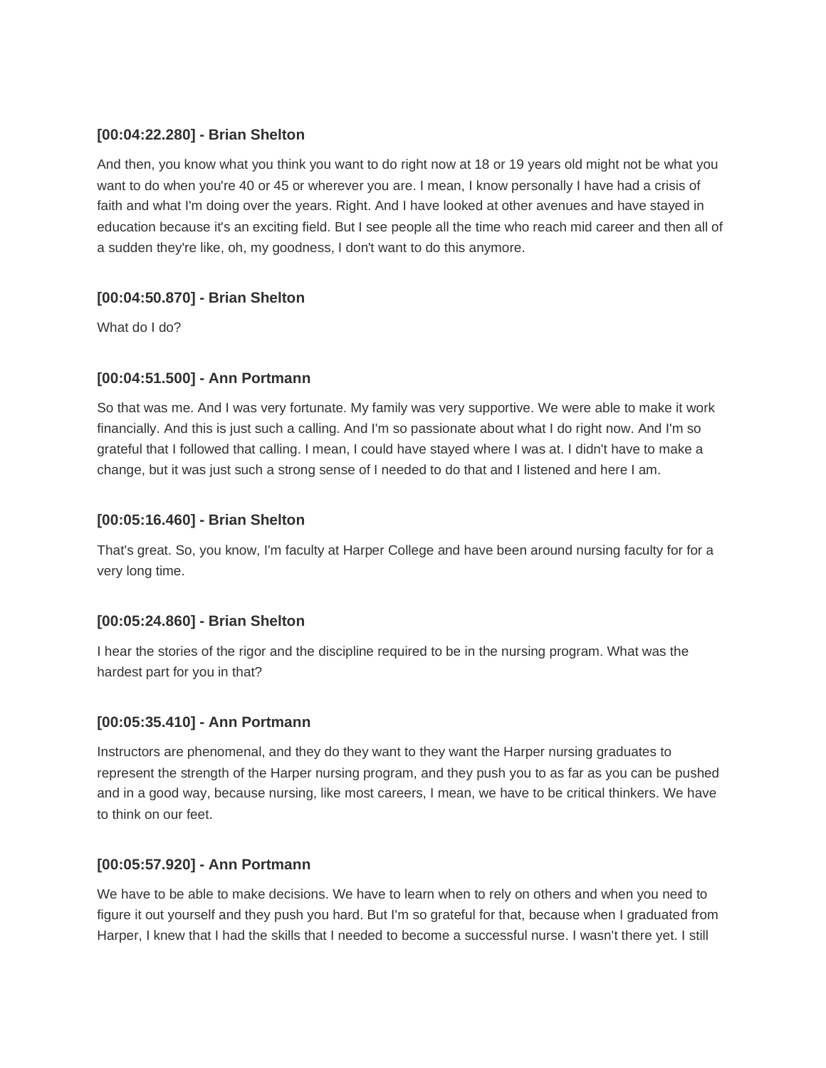**[00:04:22.280] - Brian Shelton**

And then, you know what you think you want to do right now at 18 or 19 years old might not be what you want to do when you're 40 or 45 or wherever you are. I mean, I know personally I have had a crisis of faith and what I'm doing over the years. Right. And I have looked at other avenues and have stayed in education because it's an exciting field. But I see people all the time who reach mid career and then all of a sudden they're like, oh, my goodness, I don't want to do this anymore.

**[00:04:50.870] - Brian Shelton**

What do I do?

**[00:04:51.500] - Ann Portmann**

So that was me. And I was very fortunate. My family was very supportive. We were able to make it work financially. And this is just such a calling. And I'm so passionate about what I do right now. And I'm so grateful that I followed that calling. I mean, I could have stayed where I was at. I didn't have to make a change, but it was just such a strong sense of I needed to do that and I listened and here I am.

**[00:05:16.460] - Brian Shelton**

That's great. So, you know, I'm faculty at Harper College and have been around nursing faculty for for a very long time.

**[00:05:24.860] - Brian Shelton**

I hear the stories of the rigor and the discipline required to be in the nursing program. What was the hardest part for you in that?

**[00:05:35.410] - Ann Portmann**

Instructors are phenomenal, and they do they want to they want the Harper nursing graduates to represent the strength of the Harper nursing program, and they push you to as far as you can be pushed and in a good way, because nursing, like most careers, I mean, we have to be critical thinkers. We have to think on our feet.

**[00:05:57.920] - Ann Portmann**

We have to be able to make decisions. We have to learn when to rely on others and when you need to figure it out yourself and they push you hard. But I'm so grateful for that, because when I graduated from Harper, I knew that I had the skills that I needed to become a successful nurse. I wasn't there yet. I still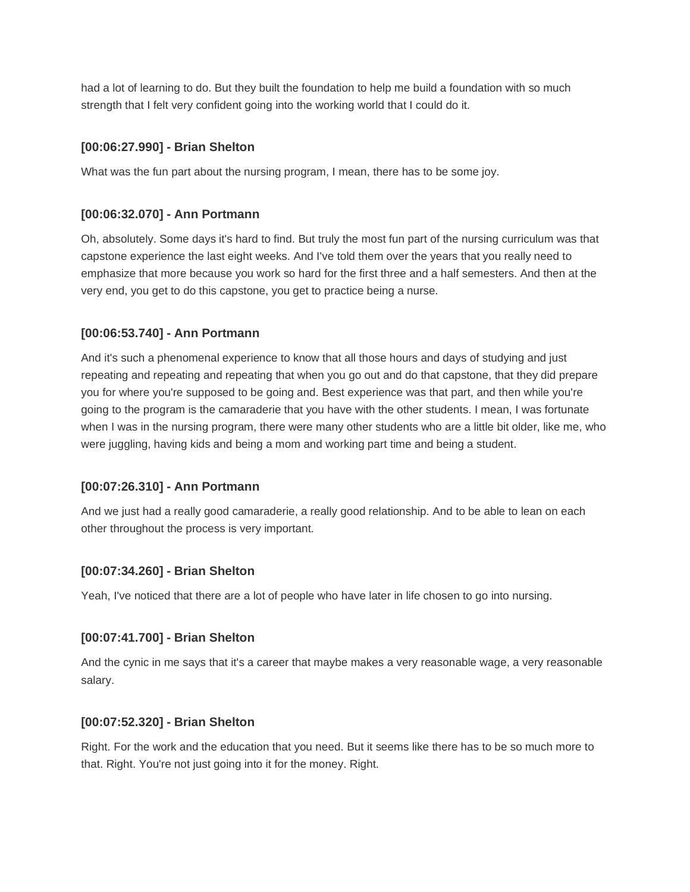had a lot of learning to do. But they built the foundation to help me build a foundation with so much strength that I felt very confident going into the working world that I could do it.

### [00:06:27.990] - Brian Shelton

What was the fun part about the nursing program, I mean, there has to be some joy.

### [00:06:32.070] - Ann Portmann

Oh, absolutely. Some days it's hard to find. But truly the most fun part of the nursing curriculum was that capstone experience the last eight weeks. And I've told them over the years that you really need to emphasize that more because you work so hard for the first three and a half semesters. And then at the very end, you get to do this capstone, you get to practice being a nurse.

### [00:06:53.740] - Ann Portmann

And it's such a phenomenal experience to know that all those hours and days of studying and just repeating and repeating and repeating that when you go out and do that capstone, that they did prepare you for where you're supposed to be going and. Best experience was that part, and then while you're going to the program is the camaraderie that you have with the other students. I mean, I was fortunate when I was in the nursing program, there were many other students who are a little bit older, like me, who were juggling, having kids and being a mom and working part time and being a student.

### [00:07:26.310] - Ann Portmann

And we just had a really good camaraderie, a really good relationship. And to be able to lean on each other throughout the process is very important.

### [00:07:34.260] - Brian Shelton

Yeah, I've noticed that there are a lot of people who have later in life chosen to go into nursing.

### [00:07:41.700] - Brian Shelton

And the cynic in me says that it's a career that maybe makes a very reasonable wage, a very reasonable salary.

### [00:07:52.320] - Brian Shelton

Right. For the work and the education that you need. But it seems like there has to be so much more to that. Right. You're not just going into it for the money. Right.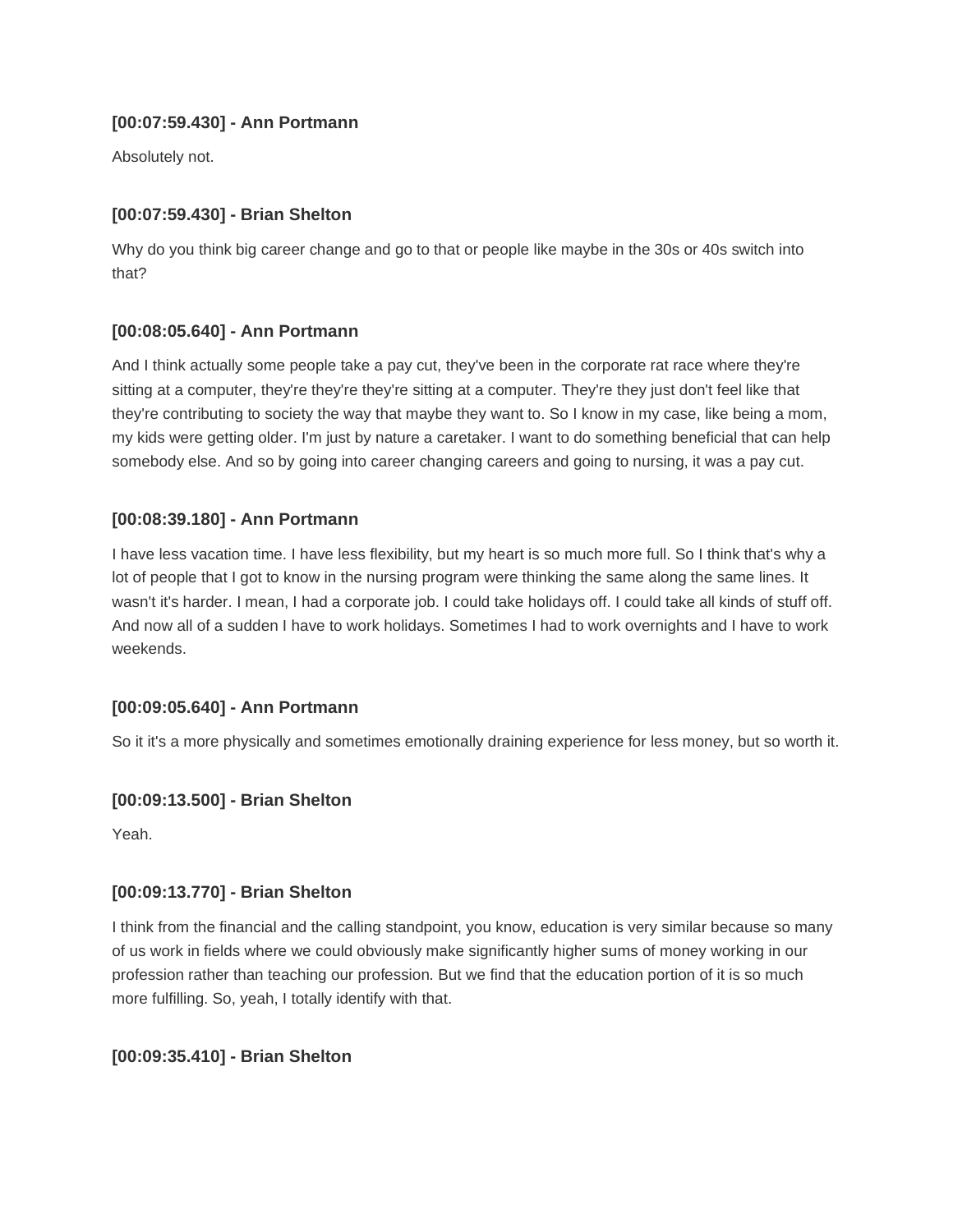**[00:07:59.430] - Ann Portmann**

Absolutely not.

**[00:07:59.430] - Brian Shelton**

Why do you think big career change and go to that or people like maybe in the 30s or 40s switch into that?

**[00:08:05.640] - Ann Portmann**

And I think actually some people take a pay cut, they've been in the corporate rat race where they're sitting at a computer, they're they're they're sitting at a computer. They're they just don't feel like that they're contributing to society the way that maybe they want to. So I know in my case, like being a mom, my kids were getting older. I'm just by nature a caretaker. I want to do something beneficial that can help somebody else. And so by going into career changing careers and going to nursing, it was a pay cut.

**[00:08:39.180] - Ann Portmann**

I have less vacation time. I have less flexibility, but my heart is so much more full. So I think that's why a lot of people that I got to know in the nursing program were thinking the same along the same lines. It wasn't it's harder. I mean, I had a corporate job. I could take holidays off. I could take all kinds of stuff off. And now all of a sudden I have to work holidays. Sometimes I had to work overnights and I have to work weekends.

**[00:09:05.640] - Ann Portmann**

So it it's a more physically and sometimes emotionally draining experience for less money, but so worth it.

**[00:09:13.500] - Brian Shelton**

Yeah.

**[00:09:13.770] - Brian Shelton**

I think from the financial and the calling standpoint, you know, education is very similar because so many of us work in fields where we could obviously make significantly higher sums of money working in our profession rather than teaching our profession. But we find that the education portion of it is so much more fulfilling. So, yeah, I totally identify with that.

**[00:09:35.410] - Brian Shelton**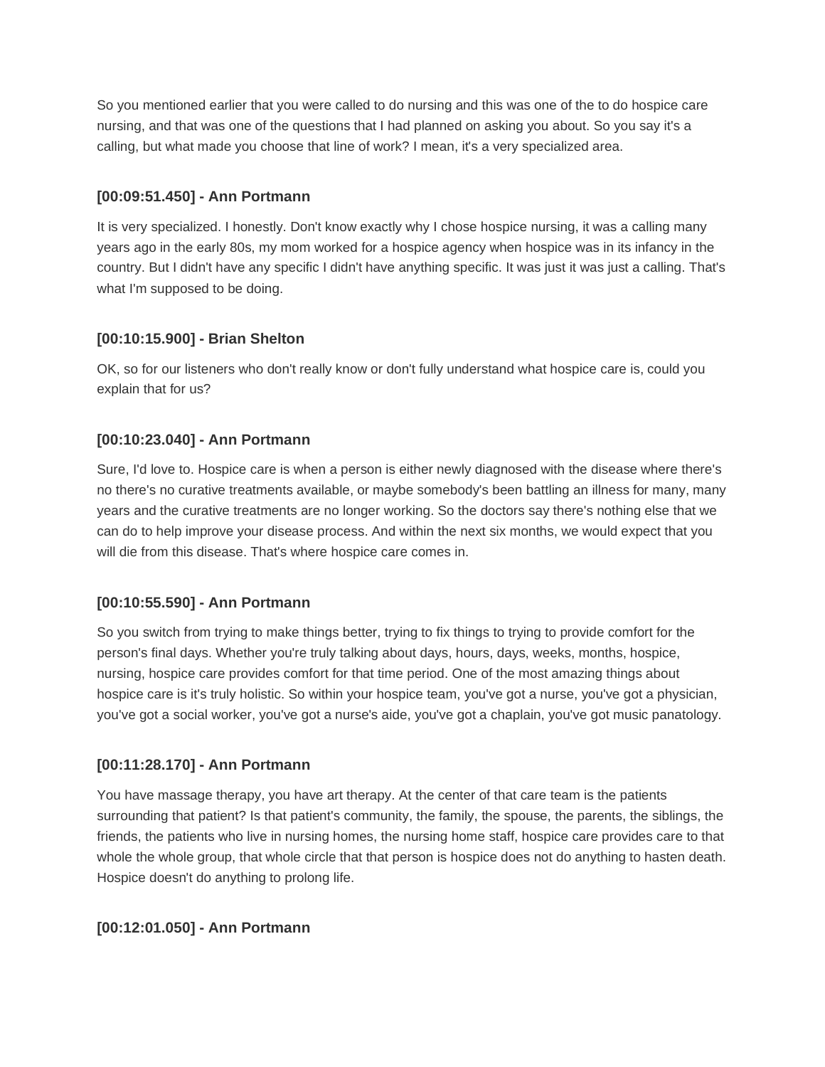So you mentioned earlier that you were called to do nursing and this was one of the to do hospice care nursing, and that was one of the questions that I had planned on asking you about. So you say it's a calling, but what made you choose that line of work? I mean, it's a very specialized area.

#### [00:09:51.450] - Ann Portmann

It is very specialized. I honestly. Don't know exactly why I chose hospice nursing, it was a calling many years ago in the early 80s, my mom worked for a hospice agency when hospice was in its infancy in the country. But I didn't have any specific I didn't have anything specific. It was just it was just a calling. That's what I'm supposed to be doing.

#### [00:10:15.900] - Brian Shelton

OK, so for our listeners who don't really know or don't fully understand what hospice care is, could you explain that for us?

#### [00:10:23.040] - Ann Portmann

Sure, I'd love to. Hospice care is when a person is either newly diagnosed with the disease where there's no there's no curative treatments available, or maybe somebody's been battling an illness for many, many years and the curative treatments are no longer working. So the doctors say there's nothing else that we can do to help improve your disease process. And within the next six months, we would expect that you will die from this disease. That's where hospice care comes in.

#### [00:10:55.590] - Ann Portmann

So you switch from trying to make things better, trying to fix things to trying to provide comfort for the person's final days. Whether you're truly talking about days, hours, days, weeks, months, hospice, nursing, hospice care provides comfort for that time period. One of the most amazing things about hospice care is it's truly holistic. So within your hospice team, you've got a nurse, you've got a physician, you've got a social worker, you've got a nurse's aide, you've got a chaplain, you've got music panatology.

#### [00:11:28.170] - Ann Portmann

You have massage therapy, you have art therapy. At the center of that care team is the patients surrounding that patient? Is that patient's community, the family, the spouse, the parents, the siblings, the friends, the patients who live in nursing homes, the nursing home staff, hospice care provides care to that whole the whole group, that whole circle that that person is hospice does not do anything to hasten death. Hospice doesn't do anything to prolong life.

#### [00:12:01.050] - Ann Portmann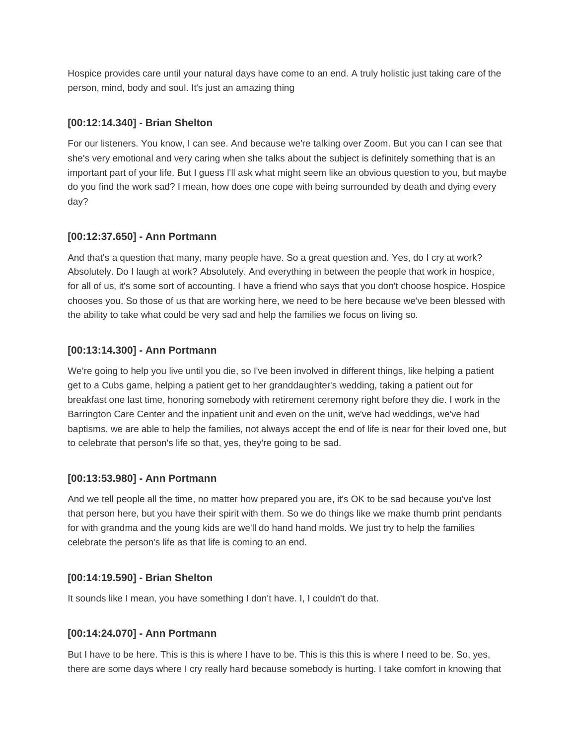Hospice provides care until your natural days have come to an end. A truly holistic just taking care of the person, mind, body and soul. It's just an amazing thing

### [00:12:14.340] - Brian Shelton

For our listeners. You know, I can see. And because we're talking over Zoom. But you can I can see that she's very emotional and very caring when she talks about the subject is definitely something that is an important part of your life. But I guess I'll ask what might seem like an obvious question to you, but maybe do you find the work sad? I mean, how does one cope with being surrounded by death and dying every day?

### [00:12:37.650] - Ann Portmann

And that's a question that many, many people have. So a great question and. Yes, do I cry at work? Absolutely. Do I laugh at work? Absolutely. And everything in between the people that work in hospice, for all of us, it's some sort of accounting. I have a friend who says that you don't choose hospice. Hospice chooses you. So those of us that are working here, we need to be here because we've been blessed with the ability to take what could be very sad and help the families we focus on living so.

### [00:13:14.300] - Ann Portmann

We're going to help you live until you die, so I've been involved in different things, like helping a patient get to a Cubs game, helping a patient get to her granddaughter's wedding, taking a patient out for breakfast one last time, honoring somebody with retirement ceremony right before they die. I work in the Barrington Care Center and the inpatient unit and even on the unit, we've had weddings, we've had baptisms, we are able to help the families, not always accept the end of life is near for their loved one, but to celebrate that person's life so that, yes, they're going to be sad.

### [00:13:53.980] - Ann Portmann

And we tell people all the time, no matter how prepared you are, it's OK to be sad because you've lost that person here, but you have their spirit with them. So we do things like we make thumb print pendants for with grandma and the young kids are we'll do hand hand molds. We just try to help the families celebrate the person's life as that life is coming to an end.

### [00:14:19.590] - Brian Shelton

It sounds like I mean, you have something I don't have. I, I couldn't do that.

### [00:14:24.070] - Ann Portmann

But I have to be here. This is this is where I have to be. This is this this is where I need to be. So, yes, there are some days where I cry really hard because somebody is hurting. I take comfort in knowing that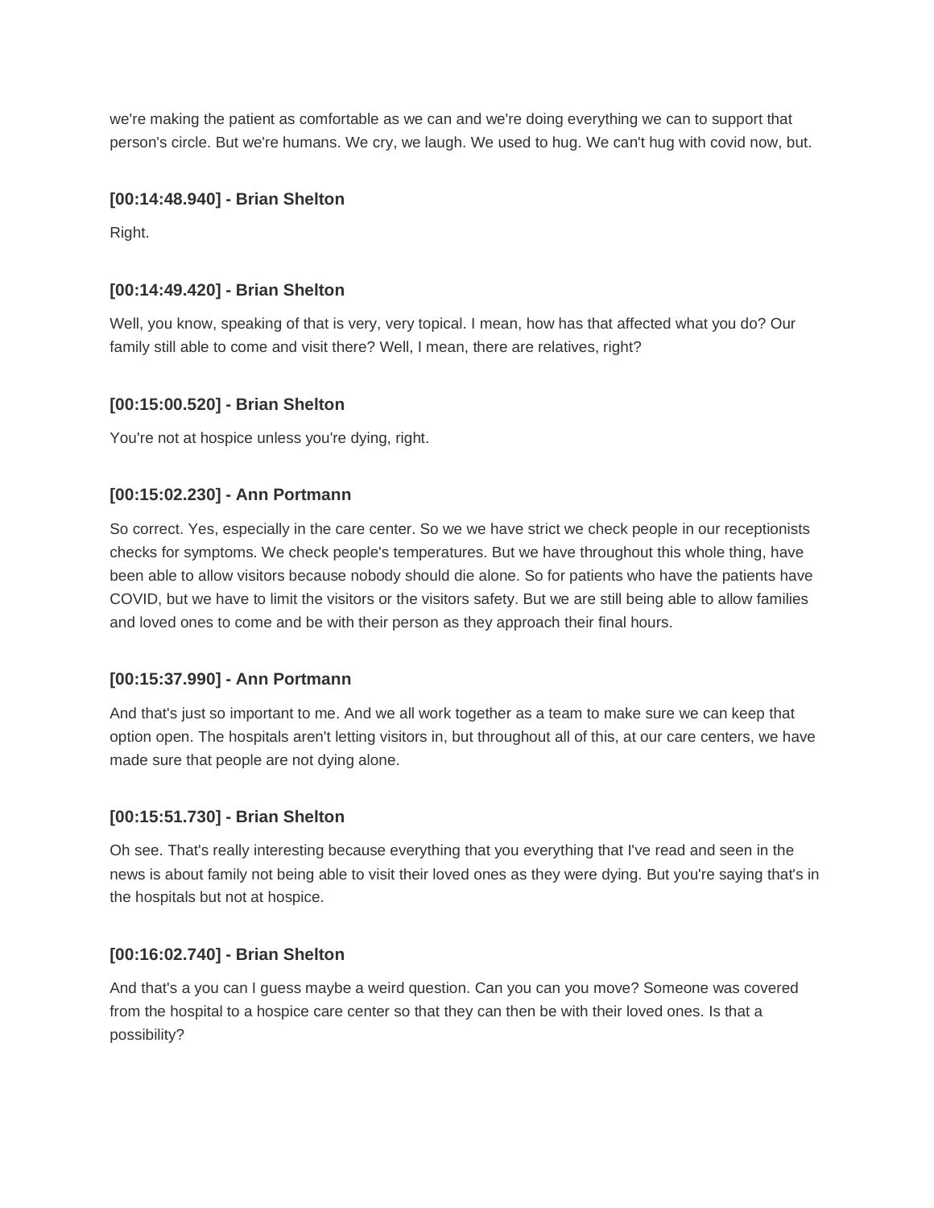we're making the patient as comfortable as we can and we're doing everything we can to support that person's circle. But we're humans. We cry, we laugh. We used to hug. We can't hug with covid now, but.

**[00:14:48.940] - Brian Shelton**

Right.

**[00:14:49.420] - Brian Shelton**

Well, you know, speaking of that is very, very topical. I mean, how has that affected what you do? Our family still able to come and visit there? Well, I mean, there are relatives, right?

**[00:15:00.520] - Brian Shelton**

You're not at hospice unless you're dying, right.

**[00:15:02.230] - Ann Portmann**

So correct. Yes, especially in the care center. So we we have strict we check people in our receptionists checks for symptoms. We check people's temperatures. But we have throughout this whole thing, have been able to allow visitors because nobody should die alone. So for patients who have the patients have COVID, but we have to limit the visitors or the visitors safety. But we are still being able to allow families and loved ones to come and be with their person as they approach their final hours.

**[00:15:37.990] - Ann Portmann**

And that's just so important to me. And we all work together as a team to make sure we can keep that option open. The hospitals aren't letting visitors in, but throughout all of this, at our care centers, we have made sure that people are not dying alone.

**[00:15:51.730] - Brian Shelton**

Oh see. That's really interesting because everything that you everything that I've read and seen in the news is about family not being able to visit their loved ones as they were dying. But you're saying that's in the hospitals but not at hospice.

**[00:16:02.740] - Brian Shelton**

And that's a you can I guess maybe a weird question. Can you can you move? Someone was covered from the hospital to a hospice care center so that they can then be with their loved ones. Is that a possibility?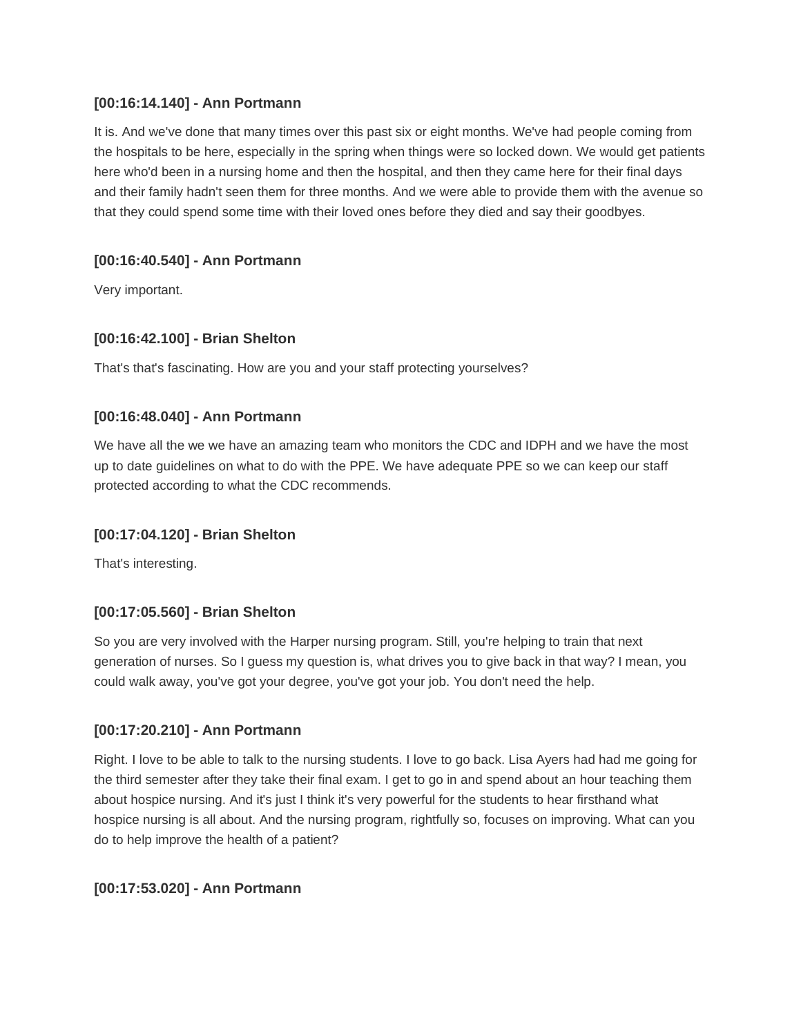**[00:16:14.140] - Ann Portmann**

It is. And we've done that many times over this past six or eight months. We've had people coming from the hospitals to be here, especially in the spring when things were so locked down. We would get patients here who'd been in a nursing home and then the hospital, and then they came here for their final days and their family hadn't seen them for three months. And we were able to provide them with the avenue so that they could spend some time with their loved ones before they died and say their goodbyes.

**[00:16:40.540] - Ann Portmann**

Very important.

**[00:16:42.100] - Brian Shelton**

That's that's fascinating. How are you and your staff protecting yourselves?

**[00:16:48.040] - Ann Portmann**

We have all the we we have an amazing team who monitors the CDC and IDPH and we have the most up to date guidelines on what to do with the PPE. We have adequate PPE so we can keep our staff protected according to what the CDC recommends.

**[00:17:04.120] - Brian Shelton**

That's interesting.

**[00:17:05.560] - Brian Shelton**

So you are very involved with the Harper nursing program. Still, you're helping to train that next generation of nurses. So I guess my question is, what drives you to give back in that way? I mean, you could walk away, you've got your degree, you've got your job. You don't need the help.

**[00:17:20.210] - Ann Portmann**

Right. I love to be able to talk to the nursing students. I love to go back. Lisa Ayers had had me going for the third semester after they take their final exam. I get to go in and spend about an hour teaching them about hospice nursing. And it's just I think it's very powerful for the students to hear firsthand what hospice nursing is all about. And the nursing program, rightfully so, focuses on improving. What can you do to help improve the health of a patient?

**[00:17:53.020] - Ann Portmann**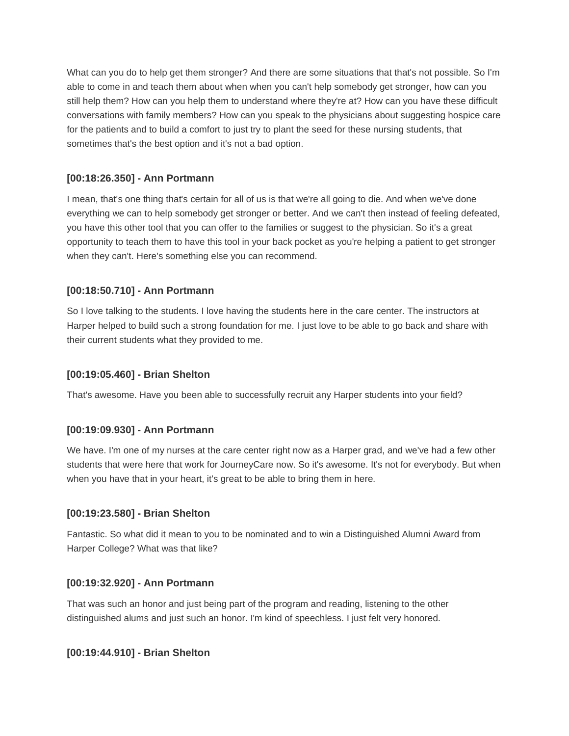What can you do to help get them stronger? And there are some situations that that's not possible. So I'm able to come in and teach them about when when you can't help somebody get stronger, how can you still help them? How can you help them to understand where they're at? How can you have these difficult conversations with family members? How can you speak to the physicians about suggesting hospice care for the patients and to build a comfort to just try to plant the seed for these nursing students, that sometimes that's the best option and it's not a bad option.

### [00:18:26.350] - Ann Portmann

I mean, that's one thing that's certain for all of us is that we're all going to die. And when we've done everything we can to help somebody get stronger or better. And we can't then instead of feeling defeated, you have this other tool that you can offer to the families or suggest to the physician. So it's a great opportunity to teach them to have this tool in your back pocket as you're helping a patient to get stronger when they can't. Here's something else you can recommend.

### [00:18:50.710] - Ann Portmann

So I love talking to the students. I love having the students here in the care center. The instructors at Harper helped to build such a strong foundation for me. I just love to be able to go back and share with their current students what they provided to me.

### [00:19:05.460] - Brian Shelton

That's awesome. Have you been able to successfully recruit any Harper students into your field?

### [00:19:09.930] - Ann Portmann

We have. I'm one of my nurses at the care center right now as a Harper grad, and we've had a few other students that were here that work for JourneyCare now. So it's awesome. It's not for everybody. But when when you have that in your heart, it's great to be able to bring them in here.

### [00:19:23.580] - Brian Shelton

Fantastic. So what did it mean to you to be nominated and to win a Distinguished Alumni Award from Harper College? What was that like?

### [00:19:32.920] - Ann Portmann

That was such an honor and just being part of the program and reading, listening to the other distinguished alums and just such an honor. I'm kind of speechless. I just felt very honored.

### [00:19:44.910] - Brian Shelton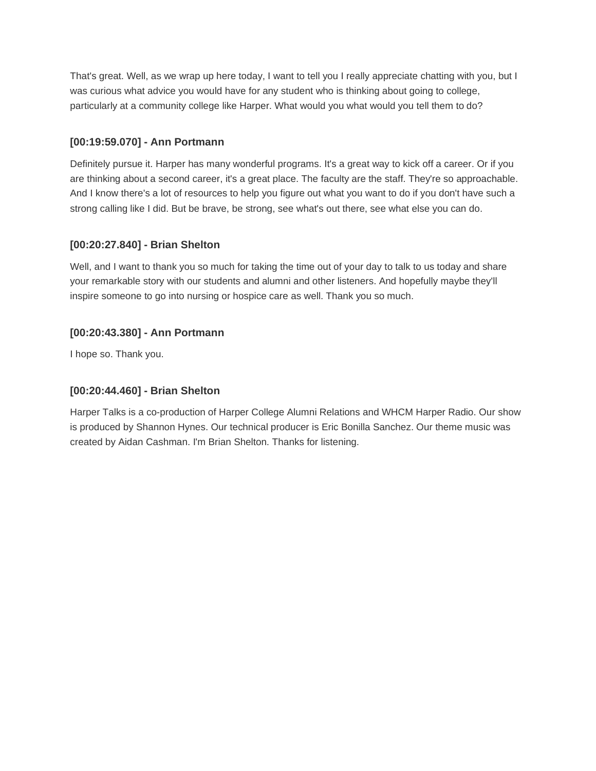That's great. Well, as we wrap up here today, I want to tell you I really appreciate chatting with you, but I was curious what advice you would have for any student who is thinking about going to college, particularly at a community college like Harper. What would you what would you tell them to do?

### [00:19:59.070] - Ann Portmann

Definitely pursue it. Harper has many wonderful programs. It's a great way to kick off a career. Or if you are thinking about a second career, it's a great place. The faculty are the staff. They're so approachable. And I know there's a lot of resources to help you figure out what you want to do if you don't have such a strong calling like I did. But be brave, be strong, see what's out there, see what else you can do.

### [00:20:27.840] - Brian Shelton

Well, and I want to thank you so much for taking the time out of your day to talk to us today and share your remarkable story with our students and alumni and other listeners. And hopefully maybe they'll inspire someone to go into nursing or hospice care as well. Thank you so much.

### [00:20:43.380] - Ann Portmann

I hope so. Thank you.

### [00:20:44.460] - Brian Shelton

Harper Talks is a co-production of Harper College Alumni Relations and WHCM Harper Radio. Our show is produced by Shannon Hynes. Our technical producer is Eric Bonilla Sanchez. Our theme music was created by Aidan Cashman. I'm Brian Shelton. Thanks for listening.